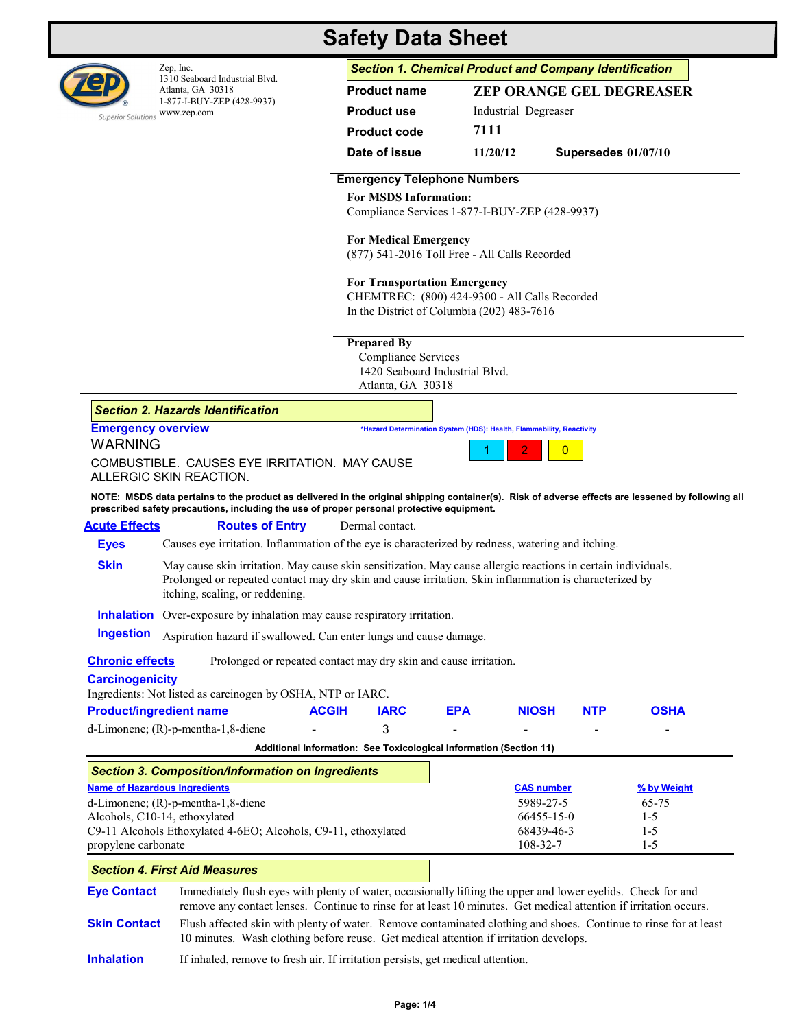# Safety Data Sheet

Zep, Inc.
1310 Seaboard Industrial Blvd.
Atlanta, GA 30318
1-877-I-BUY-ZEP (428-9937)
www.zep.com

Superior Solutions

## Section 1. Chemical Product and Company Identification

| | |
|---|---|
| **Product name** | **ZEP ORANGE GEL DEGREASER** |
| **Product use** | Industrial Degreaser |
| **Product code** | **7111** |
| **Date of issue** | **11/20/12** **Supersedes 01/07/10** |

**Emergency Telephone Numbers**

**For MSDS Information:**
Compliance Services 1-877-I-BUY-ZEP (428-9937)

**For Medical Emergency**
(877) 541-2016 Toll Free - All Calls Recorded

**For Transportation Emergency**
CHEMTREC: (800) 424-9300 - All Calls Recorded
In the District of Columbia (202) 483-7616

**Prepared By**
Compliance Services
1420 Seaboard Industrial Blvd.
Atlanta, GA 30318

## Section 2. Hazards Identification

**Emergency overview**

WARNING

COMBUSTIBLE. CAUSES EYE IRRITATION. MAY CAUSE ALLERGIC SKIN REACTION.

*Hazard Determination System (HDS): Health, Flammability, Reactivity

| Health | Flammability | Reactivity |
|---|---|---|
| 1 | 2 | 0 |

**NOTE: MSDS data pertains to the product as delivered in the original shipping container(s). Risk of adverse effects are lessened by following all prescribed safety precautions, including the use of proper personal protective equipment.**

**Acute Effects** **Routes of Entry** Dermal contact.

**Eyes** Causes eye irritation. Inflammation of the eye is characterized by redness, watering and itching.

**Skin** May cause skin irritation. May cause skin sensitization. May cause allergic reactions in certain individuals. Prolonged or repeated contact may dry skin and cause irritation. Skin inflammation is characterized by itching, scaling, or reddening.

**Inhalation** Over-exposure by inhalation may cause respiratory irritation.

**Ingestion** Aspiration hazard if swallowed. Can enter lungs and cause damage.

**Chronic effects** Prolonged or repeated contact may dry skin and cause irritation.

**Carcinogenicity**

Ingredients: Not listed as carcinogen by OSHA, NTP or IARC.

| Product/ingredient name | ACGIH | IARC | EPA | NIOSH | NTP | OSHA |
|---|---|---|---|---|---|---|
| d-Limonene; (R)-p-mentha-1,8-diene | - | 3 | - | - | - | - |

**Additional Information: See Toxicological Information (Section 11)**

## Section 3. Composition/Information on Ingredients

| Name of Hazardous Ingredients | CAS number | % by Weight |
|---|---|---|
| d-Limonene; (R)-p-mentha-1,8-diene | 5989-27-5 | 65-75 |
| Alcohols, C10-14, ethoxylated | 66455-15-0 | 1-5 |
| C9-11 Alcohols Ethoxylated 4-6EO; Alcohols, C9-11, ethoxylated | 68439-46-3 | 1-5 |
| propylene carbonate | 108-32-7 | 1-5 |

## Section 4. First Aid Measures

**Eye Contact** Immediately flush eyes with plenty of water, occasionally lifting the upper and lower eyelids. Check for and remove any contact lenses. Continue to rinse for at least 10 minutes. Get medical attention if irritation occurs.

**Skin Contact** Flush affected skin with plenty of water. Remove contaminated clothing and shoes. Continue to rinse for at least 10 minutes. Wash clothing before reuse. Get medical attention if irritation develops.

**Inhalation** If inhaled, remove to fresh air. If irritation persists, get medical attention.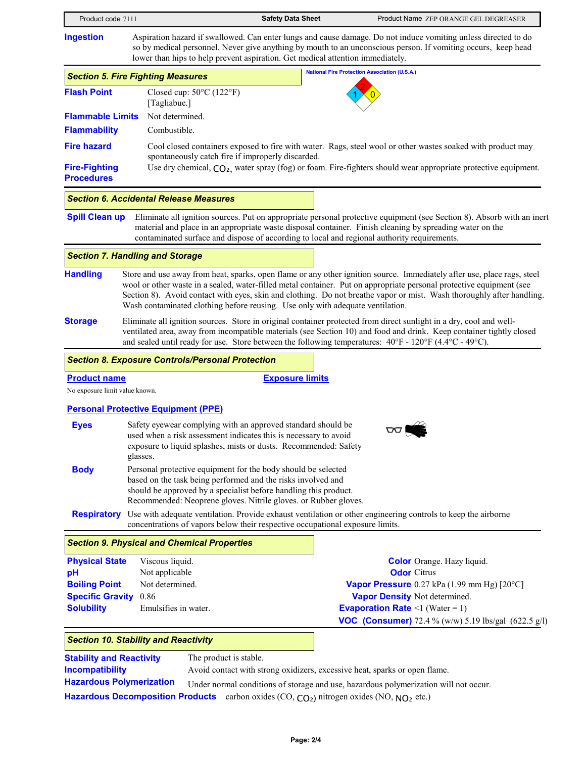**Ingestion** — Aspiration hazard if swallowed. Can enter lungs and cause damage. Do not induce vomiting unless directed to do so by medical personnel. Never give anything by mouth to an unconscious person. If vomiting occurs, keep head lower than hips to help prevent aspiration. Get medical attention immediately.

## Section 5. Fire Fighting Measures

National Fire Protection Association (U.S.A.)

Health: 1 | Flammability: 2 | Reactivity: 0

**Flash Point** — Closed cup: 50°C (122°F) [Tagliabue.]

**Flammable Limits** — Not determined.

**Flammability** — Combustible.

**Fire hazard** — Cool closed containers exposed to fire with water. Rags, steel wool or other wastes soaked with product may spontaneously catch fire if improperly discarded.

**Fire-Fighting Procedures** — Use dry chemical, $CO_2$, water spray (fog) or foam. Fire-fighters should wear appropriate protective equipment.

## Section 6. Accidental Release Measures

**Spill Clean up** — Eliminate all ignition sources. Put on appropriate personal protective equipment (see Section 8). Absorb with an inert material and place in an appropriate waste disposal container. Finish cleaning by spreading water on the contaminated surface and dispose of according to local and regional authority requirements.

## Section 7. Handling and Storage

**Handling** — Store and use away from heat, sparks, open flame or any other ignition source. Immediately after use, place rags, steel wool or other waste in a sealed, water-filled metal container. Put on appropriate personal protective equipment (see Section 8). Avoid contact with eyes, skin and clothing. Do not breathe vapor or mist. Wash thoroughly after handling. Wash contaminated clothing before reusing. Use only with adequate ventilation.

**Storage** — Eliminate all ignition sources. Store in original container protected from direct sunlight in a dry, cool and well-ventilated area, away from incompatible materials (see Section 10) and food and drink. Keep container tightly closed and sealed until ready for use. Store between the following temperatures: 40°F - 120°F (4.4°C - 49°C).

## Section 8. Exposure Controls/Personal Protection

| Product name | Exposure limits |
|---|---|

No exposure limit value known.

### Personal Protective Equipment (PPE)

**Eyes** — Safety eyewear complying with an approved standard should be used when a risk assessment indicates this is necessary to avoid exposure to liquid splashes, mists or dusts. Recommended: Safety glasses.

**Body** — Personal protective equipment for the body should be selected based on the task being performed and the risks involved and should be approved by a specialist before handling this product. Recommended: Neoprene gloves. Nitrile gloves. or Rubber gloves.

**Respiratory** — Use with adequate ventilation. Provide exhaust ventilation or other engineering controls to keep the airborne concentrations of vapors below their respective occupational exposure limits.

## Section 9. Physical and Chemical Properties

| | | | |
|---|---|---|---|
| **Physical State** | Viscous liquid. | **Color** | Orange. Hazy liquid. |
| **pH** | Not applicable | **Odor** | Citrus |
| **Boiling Point** | Not determined. | **Vapor Pressure** | 0.27 kPa (1.99 mm Hg) [20°C] |
| **Specific Gravity** | 0.86 | **Vapor Density** | Not determined. |
| **Solubility** | Emulsifies in water. | **Evaporation Rate** | <1 (Water = 1) |
| | | **VOC (Consumer)** | 72.4 % (w/w) 5.19 lbs/gal (622.5 g/l) |

## Section 10. Stability and Reactivity

**Stability and Reactivity** — The product is stable.

**Incompatibility** — Avoid contact with strong oxidizers, excessive heat, sparks or open flame.

**Hazardous Polymerization** — Under normal conditions of storage and use, hazardous polymerization will not occur.

**Hazardous Decomposition Products** — carbon oxides (CO, $CO_2$) nitrogen oxides (NO, $NO_2$ etc.)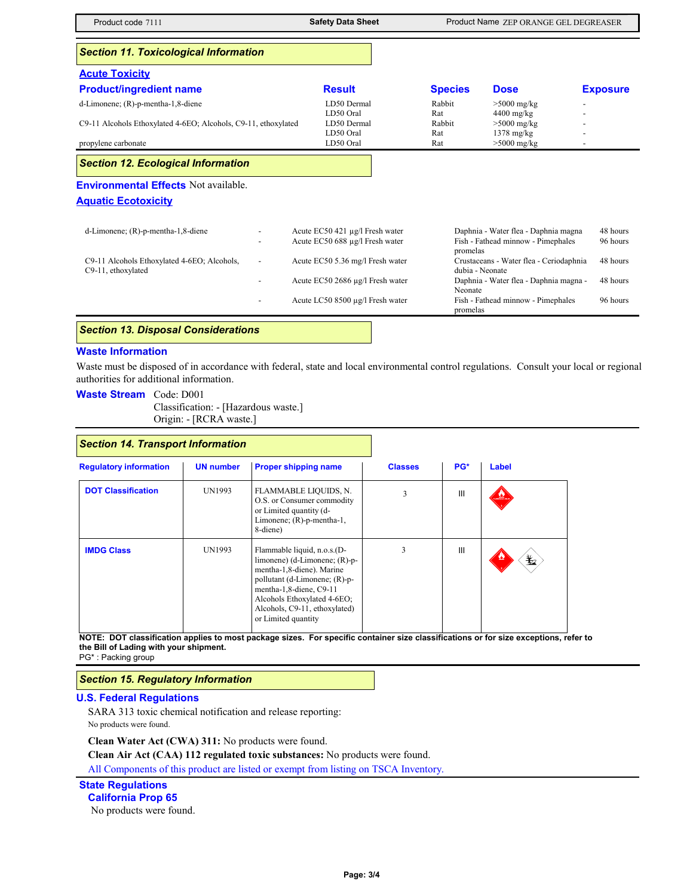## Section 11. Toxicological Information

### Acute Toxicity

| Product/ingredient name | Result | Species | Dose | Exposure |
|---|---|---|---|---|
| d-Limonene; (R)-p-mentha-1,8-diene | LD50 Dermal | Rabbit | >5000 mg/kg | - |
| | LD50 Oral | Rat | 4400 mg/kg | - |
| C9-11 Alcohols Ethoxylated 4-6EO; Alcohols, C9-11, ethoxylated | LD50 Dermal | Rabbit | >5000 mg/kg | - |
| | LD50 Oral | Rat | 1378 mg/kg | - |
| propylene carbonate | LD50 Oral | Rat | >5000 mg/kg | - |

## Section 12. Ecological Information

**Environmental Effects** Not available.

### Aquatic Ecotoxicity

| | | | | |
|---|---|---|---|---|
| d-Limonene; (R)-p-mentha-1,8-diene | - | Acute EC50 421 µg/l Fresh water | Daphnia - Water flea - Daphnia magna | 48 hours |
| | - | Acute EC50 688 µg/l Fresh water | Fish - Fathead minnow - Pimephales promelas | 96 hours |
| C9-11 Alcohols Ethoxylated 4-6EO; Alcohols, C9-11, ethoxylated | - | Acute EC50 5.36 mg/l Fresh water | Crustaceans - Water flea - Ceriodaphnia dubia - Neonate | 48 hours |
| | - | Acute EC50 2686 µg/l Fresh water | Daphnia - Water flea - Daphnia magna - Neonate | 48 hours |
| | - | Acute LC50 8500 µg/l Fresh water | Fish - Fathead minnow - Pimephales promelas | 96 hours |

## Section 13. Disposal Considerations

### Waste Information

Waste must be disposed of in accordance with federal, state and local environmental control regulations. Consult your local or regional authorities for additional information.

**Waste Stream** Code: D001
Classification: - [Hazardous waste.]
Origin: - [RCRA waste.]

## Section 14. Transport Information

| Regulatory information | UN number | Proper shipping name | Classes | PG* | Label |
|---|---|---|---|---|---|
| DOT Classification | UN1993 | FLAMMABLE LIQUIDS, N.O.S. or Consumer commodity or Limited quantity (d-Limonene; (R)-p-mentha-1, 8-diene) | 3 | III | |
| IMDG Class | UN1993 | Flammable liquid, n.o.s.(D-limonene) (d-Limonene; (R)-p-mentha-1,8-diene). Marine pollutant (d-Limonene; (R)-p-mentha-1,8-diene, C9-11 Alcohols Ethoxylated 4-6EO; Alcohols, C9-11, ethoxylated) or Limited quantity | 3 | III | |

**NOTE: DOT classification applies to most package sizes. For specific container size classifications or for size exceptions, refer to the Bill of Lading with your shipment.**
PG* : Packing group

## Section 15. Regulatory Information

### U.S. Federal Regulations

SARA 313 toxic chemical notification and release reporting:
No products were found.

**Clean Water Act (CWA) 311:** No products were found.

**Clean Air Act (CAA) 112 regulated toxic substances:** No products were found.

All Components of this product are listed or exempt from listing on TSCA Inventory.

### State Regulations

#### California Prop 65

No products were found.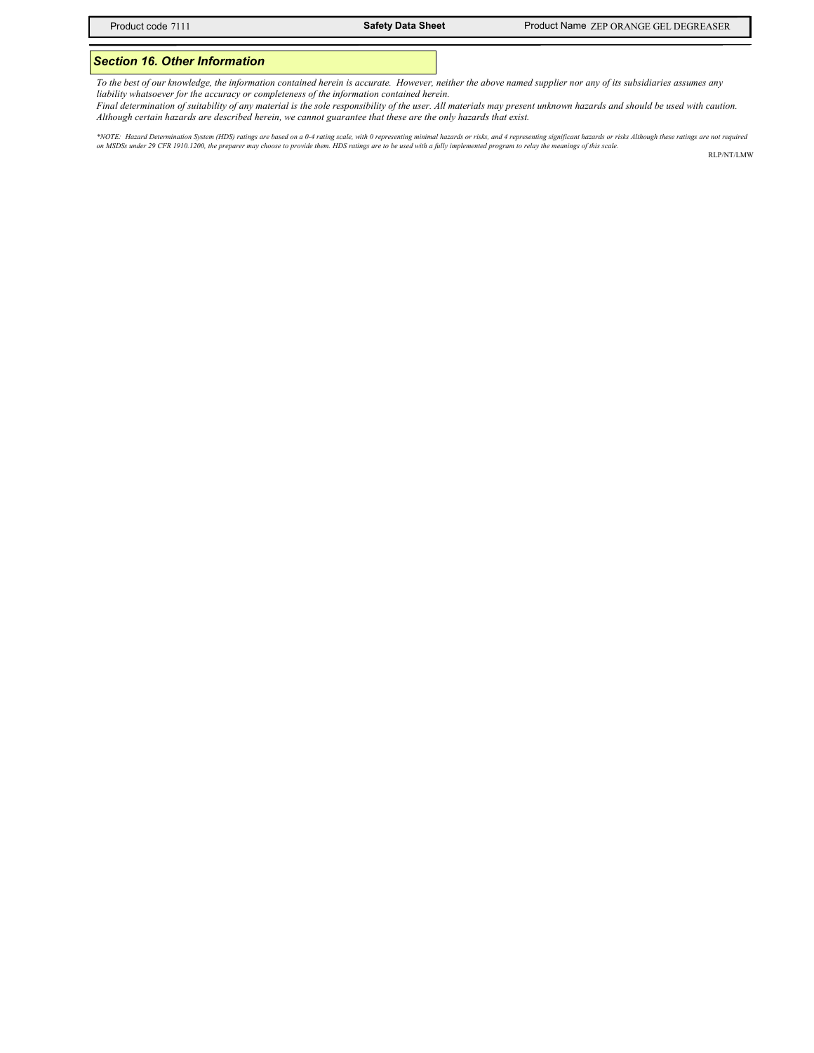## *Section 16. Other Information*

*To the best of our knowledge, the information contained herein is accurate. However, neither the above named supplier nor any of its subsidiaries assumes any liability whatsoever for the accuracy or completeness of the information contained herein.*
*Final determination of suitability of any material is the sole responsibility of the user. All materials may present unknown hazards and should be used with caution. Although certain hazards are described herein, we cannot guarantee that these are the only hazards that exist.*

*\*NOTE: Hazard Determination System (HDS) ratings are based on a 0-4 rating scale, with 0 representing minimal hazards or risks, and 4 representing significant hazards or risks Although these ratings are not required on MSDSs under 29 CFR 1910.1200, the preparer may choose to provide them. HDS ratings are to be used with a fully implemented program to relay the meanings of this scale.*

RLP/NT/LMW